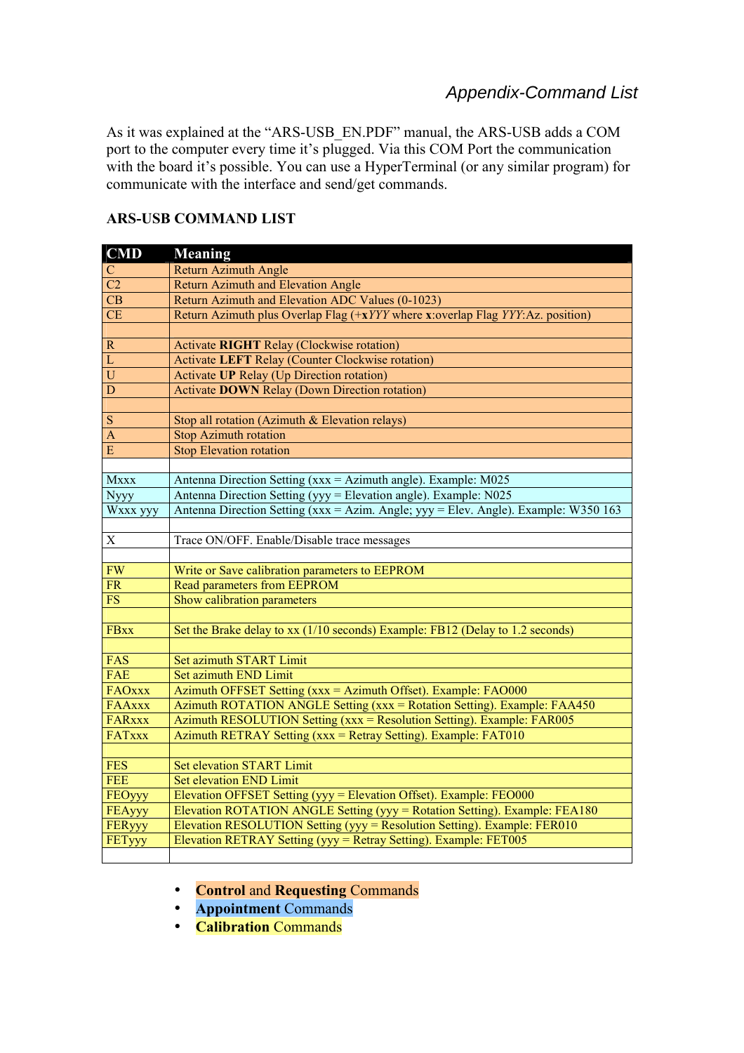# Appendix-Command List

As it was explained at the "ARS-USB_EN.PDF" manual, the ARS-USB adds a COM port to the computer every time it's plugged. Via this COM Port the communication with the board it's possible. You can use a HyperTerminal (or any similar program) for communicate with the interface and send/get commands.

## ARS-USB COMMAND LIST

| CMD | Meaning |
|---|---|
| C | Return Azimuth Angle |
| C2 | Return Azimuth and Elevation Angle |
| CB | Return Azimuth and Elevation ADC Values (0-1023) |
| CE | Return Azimuth plus Overlap Flag (+**x***YYY* where **x**:overlap Flag *YYY*:Az. position) |
| | |
| R | Activate **RIGHT** Relay (Clockwise rotation) |
| L | Activate **LEFT** Relay (Counter Clockwise rotation) |
| U | Activate **UP** Relay (Up Direction rotation) |
| D | Activate **DOWN** Relay (Down Direction rotation) |
| | |
| S | Stop all rotation (Azimuth & Elevation relays) |
| A | Stop Azimuth rotation |
| E | Stop Elevation rotation |
| | |
| Mxxx | Antenna Direction Setting (xxx = Azimuth angle). Example: M025 |
| Nyyy | Antenna Direction Setting (yyy = Elevation angle). Example: N025 |
| Wxxx yyy | Antenna Direction Setting (xxx = Azim. Angle; yyy = Elev. Angle). Example: W350 163 |
| | |
| X | Trace ON/OFF. Enable/Disable trace messages |
| | |
| FW | Write or Save calibration parameters to EEPROM |
| FR | Read parameters from EEPROM |
| FS | Show calibration parameters |
| | |
| FBxx | Set the Brake delay to xx (1/10 seconds) Example: FB12 (Delay to 1.2 seconds) |
| | |
| FAS | Set azimuth START Limit |
| FAE | Set azimuth END Limit |
| FAOxxx | Azimuth OFFSET Setting (xxx = Azimuth Offset). Example: FAO000 |
| FAAxxx | Azimuth ROTATION ANGLE Setting (xxx = Rotation Setting). Example: FAA450 |
| FARxxx | Azimuth RESOLUTION Setting (xxx = Resolution Setting). Example: FAR005 |
| FATxxx | Azimuth RETRAY Setting (xxx = Retray Setting). Example: FAT010 |
| | |
| FES | Set elevation START Limit |
| FEE | Set elevation END Limit |
| FEOyyy | Elevation OFFSET Setting (yyy = Elevation Offset). Example: FEO000 |
| FEAyyy | Elevation ROTATION ANGLE Setting (yyy = Rotation Setting). Example: FEA180 |
| FERyyy | Elevation RESOLUTION Setting (yyy = Resolution Setting). Example: FER010 |
| FETyyy | Elevation RETRAY Setting (yyy = Retray Setting). Example: FET005 |
| | |

- **Control** and **Requesting** Commands
- **Appointment** Commands
- **Calibration** Commands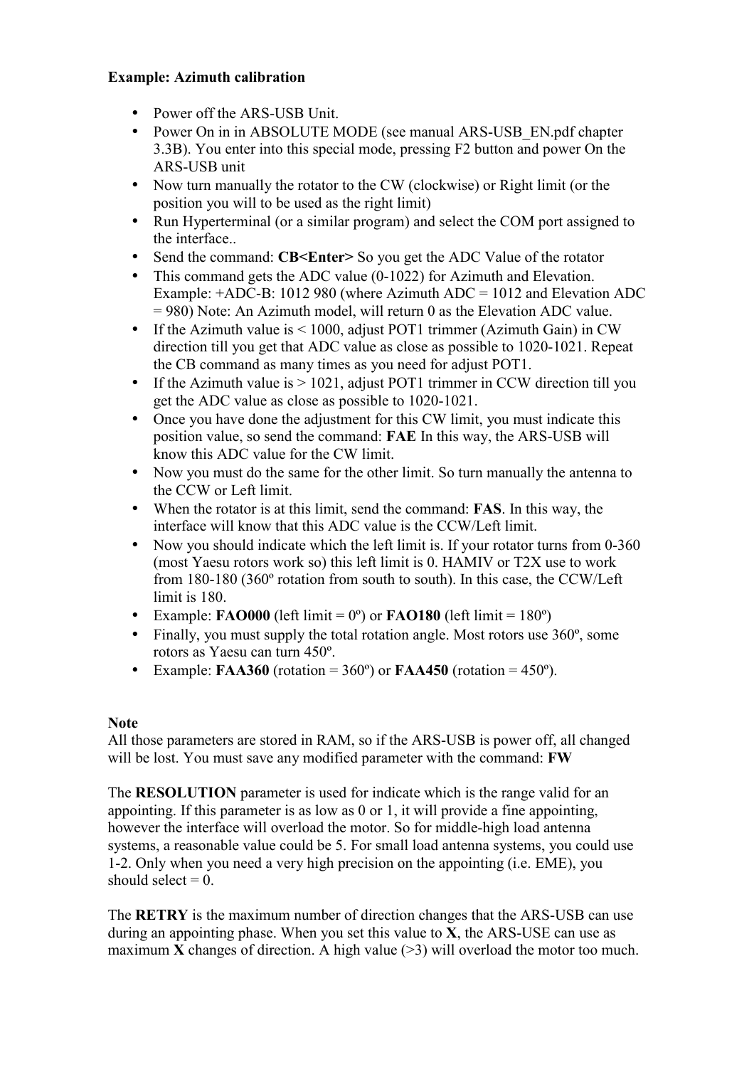**Example: Azimuth calibration**

- Power off the ARS-USB Unit.
- Power On in in ABSOLUTE MODE (see manual ARS-USB_EN.pdf chapter 3.3B). You enter into this special mode, pressing F2 button and power On the ARS-USB unit
- Now turn manually the rotator to the CW (clockwise) or Right limit (or the position you will to be used as the right limit)
- Run Hyperterminal (or a similar program) and select the COM port assigned to the interface..
- Send the command: **CB<Enter>** So you get the ADC Value of the rotator
- This command gets the ADC value (0-1022) for Azimuth and Elevation. Example: +ADC-B: 1012 980 (where Azimuth ADC = 1012 and Elevation ADC = 980) Note: An Azimuth model, will return 0 as the Elevation ADC value.
- If the Azimuth value is < 1000, adjust POT1 trimmer (Azimuth Gain) in CW direction till you get that ADC value as close as possible to 1020-1021. Repeat the CB command as many times as you need for adjust POT1.
- If the Azimuth value is > 1021, adjust POT1 trimmer in CCW direction till you get the ADC value as close as possible to 1020-1021.
- Once you have done the adjustment for this CW limit, you must indicate this position value, so send the command: **FAE** In this way, the ARS-USB will know this ADC value for the CW limit.
- Now you must do the same for the other limit. So turn manually the antenna to the CCW or Left limit.
- When the rotator is at this limit, send the command: **FAS**. In this way, the interface will know that this ADC value is the CCW/Left limit.
- Now you should indicate which the left limit is. If your rotator turns from 0-360 (most Yaesu rotors work so) this left limit is 0. HAMIV or T2X use to work from 180-180 (360º rotation from south to south). In this case, the CCW/Left limit is 180.
- Example: **FAO000** (left limit = 0º) or **FAO180** (left limit = 180º)
- Finally, you must supply the total rotation angle. Most rotors use 360º, some rotors as Yaesu can turn 450º.
- Example: **FAA360** (rotation = 360º) or **FAA450** (rotation = 450º).

**Note**

All those parameters are stored in RAM, so if the ARS-USB is power off, all changed will be lost. You must save any modified parameter with the command: **FW**

The **RESOLUTION** parameter is used for indicate which is the range valid for an appointing. If this parameter is as low as 0 or 1, it will provide a fine appointing, however the interface will overload the motor. So for middle-high load antenna systems, a reasonable value could be 5. For small load antenna systems, you could use 1-2. Only when you need a very high precision on the appointing (i.e. EME), you should select = 0.

The **RETRY** is the maximum number of direction changes that the ARS-USB can use during an appointing phase. When you set this value to **X**, the ARS-USE can use as maximum **X** changes of direction. A high value (>3) will overload the motor too much.